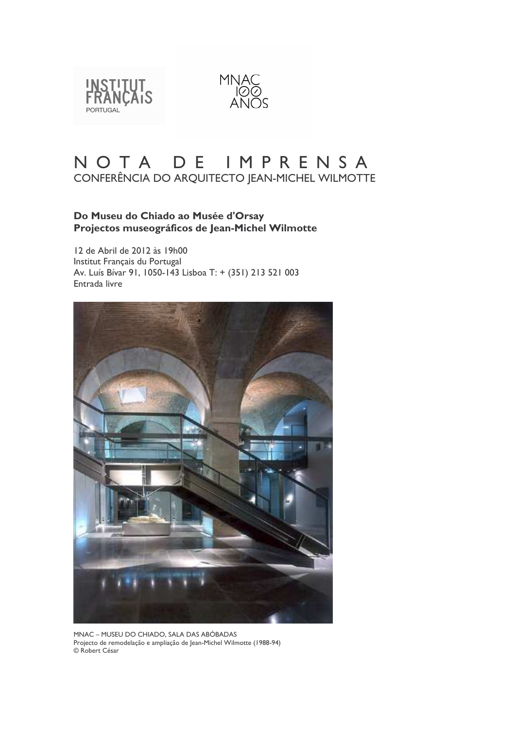INSTITUT FRANÇAIS
PORTUGAL

MNAC 100 ANOS

# NOTA DE IMPRENSA

## CONFERÊNCIA DO ARQUITECTO JEAN-MICHEL WILMOTTE

**Do Museu do Chiado ao Musée d'Orsay**
**Projectos museográficos de Jean-Michel Wilmotte**

12 de Abril de 2012 às 19h00
Institut Français du Portugal
Av. Luís Bívar 91, 1050-143 Lisboa T: + (351) 213 521 003
Entrada livre

MNAC – MUSEU DO CHIADO, SALA DAS ABÓBADAS
Projecto de remodelação e ampliação de Jean-Michel Wilmotte (1988-94)
© Robert César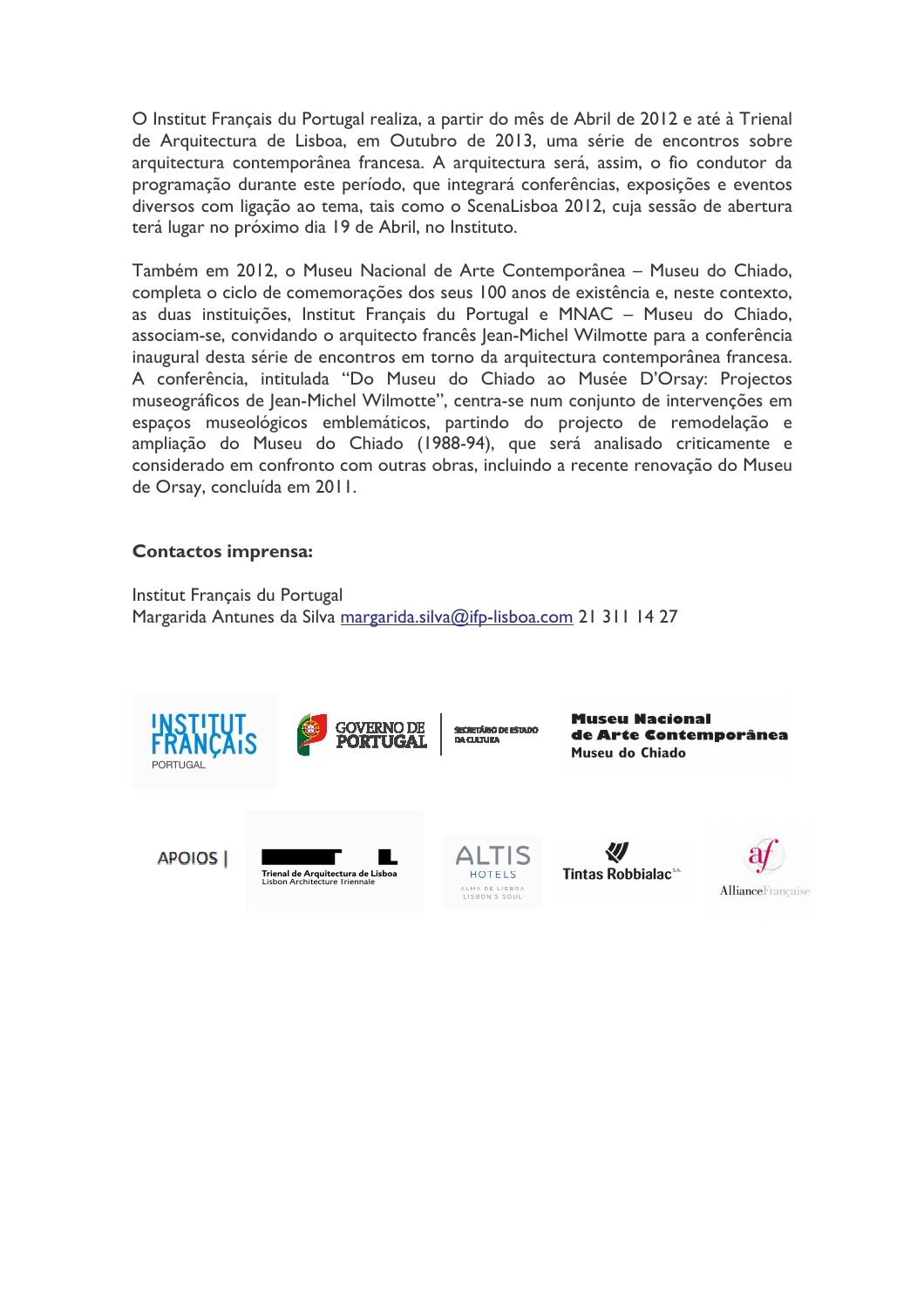O Institut Français du Portugal realiza, a partir do mês de Abril de 2012 e até à Trienal de Arquitectura de Lisboa, em Outubro de 2013, uma série de encontros sobre arquitectura contemporânea francesa. A arquitectura será, assim, o fio condutor da programação durante este período, que integrará conferências, exposições e eventos diversos com ligação ao tema, tais como o ScenaLisboa 2012, cuja sessão de abertura terá lugar no próximo dia 19 de Abril, no Instituto.

Também em 2012, o Museu Nacional de Arte Contemporânea – Museu do Chiado, completa o ciclo de comemorações dos seus 100 anos de existência e, neste contexto, as duas instituições, Institut Français du Portugal e MNAC – Museu do Chiado, associam-se, convidando o arquitecto francês Jean-Michel Wilmotte para a conferência inaugural desta série de encontros em torno da arquitectura contemporânea francesa. A conferência, intitulada "Do Museu do Chiado ao Musée D'Orsay: Projectos museográficos de Jean-Michel Wilmotte", centra-se num conjunto de intervenções em espaços museológicos emblemáticos, partindo do projecto de remodelação e ampliação do Museu do Chiado (1988-94), que será analisado criticamente e considerado em confronto com outras obras, incluindo a recente renovação do Museu de Orsay, concluída em 2011.

**Contactos imprensa:**

Institut Français du Portugal
Margarida Antunes da Silva margarida.silva@ifp-lisboa.com 21 311 14 27

INSTITUT FRANÇAIS PORTUGAL

GOVERNO DE PORTUGAL | SECRETÁRIO DE ESTADO DA CULTURA

Museu Nacional de Arte Contemporânea Museu do Chiado

APOIOS |

Trienal de Arquitectura de Lisboa Lisbon Architecture Triennale

ALTIS HOTELS ALMA DE LISBOA LISBON'S SOUL

Tintas Robbialac

Alliance Française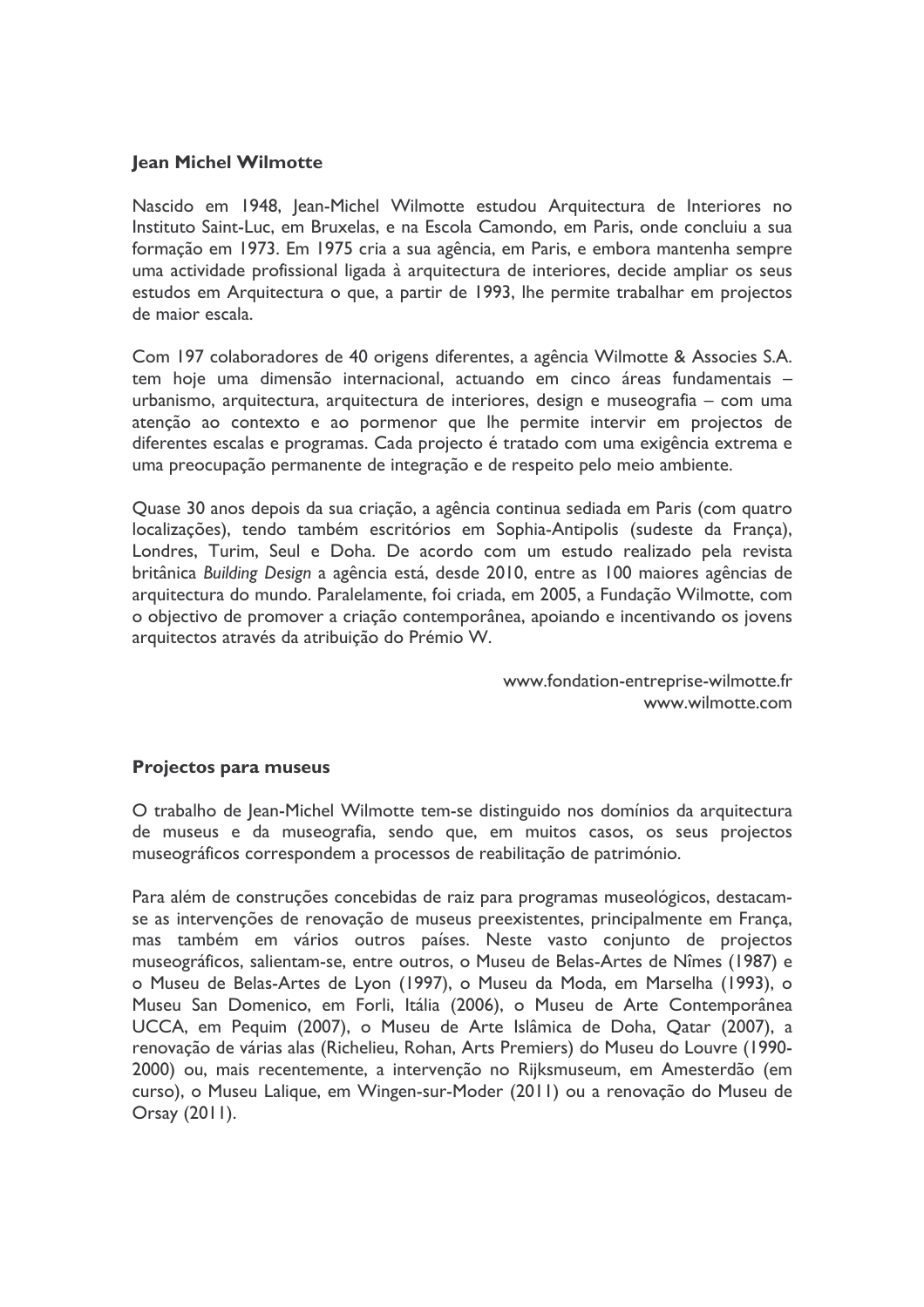**Jean Michel Wilmotte**

Nascido em 1948, Jean-Michel Wilmotte estudou Arquitectura de Interiores no Instituto Saint-Luc, em Bruxelas, e na Escola Camondo, em Paris, onde concluiu a sua formação em 1973. Em 1975 cria a sua agência, em Paris, e embora mantenha sempre uma actividade profissional ligada à arquitectura de interiores, decide ampliar os seus estudos em Arquitectura o que, a partir de 1993, lhe permite trabalhar em projectos de maior escala.

Com 197 colaboradores de 40 origens diferentes, a agência Wilmotte & Associes S.A. tem hoje uma dimensão internacional, actuando em cinco áreas fundamentais – urbanismo, arquitectura, arquitectura de interiores, design e museografia – com uma atenção ao contexto e ao pormenor que lhe permite intervir em projectos de diferentes escalas e programas. Cada projecto é tratado com uma exigência extrema e uma preocupação permanente de integração e de respeito pelo meio ambiente.

Quase 30 anos depois da sua criação, a agência continua sediada em Paris (com quatro localizações), tendo também escritórios em Sophia-Antipolis (sudeste da França), Londres, Turim, Seul e Doha. De acordo com um estudo realizado pela revista britânica *Building Design* a agência está, desde 2010, entre as 100 maiores agências de arquitectura do mundo. Paralelamente, foi criada, em 2005, a Fundação Wilmotte, com o objectivo de promover a criação contemporânea, apoiando e incentivando os jovens arquitectos através da atribuição do Prémio W.

www.fondation-entreprise-wilmotte.fr
www.wilmotte.com

**Projectos para museus**

O trabalho de Jean-Michel Wilmotte tem-se distinguido nos domínios da arquitectura de museus e da museografia, sendo que, em muitos casos, os seus projectos museográficos correspondem a processos de reabilitação de património.

Para além de construções concebidas de raiz para programas museológicos, destacam-se as intervenções de renovação de museus preexistentes, principalmente em França, mas também em vários outros países. Neste vasto conjunto de projectos museográficos, salientam-se, entre outros, o Museu de Belas-Artes de Nîmes (1987) e o Museu de Belas-Artes de Lyon (1997), o Museu da Moda, em Marselha (1993), o Museu San Domenico, em Forli, Itália (2006), o Museu de Arte Contemporânea UCCA, em Pequim (2007), o Museu de Arte Islâmica de Doha, Qatar (2007), a renovação de várias alas (Richelieu, Rohan, Arts Premiers) do Museu do Louvre (1990-2000) ou, mais recentemente, a intervenção no Rijksmuseum, em Amesterdão (em curso), o Museu Lalique, em Wingen-sur-Moder (2011) ou a renovação do Museu de Orsay (2011).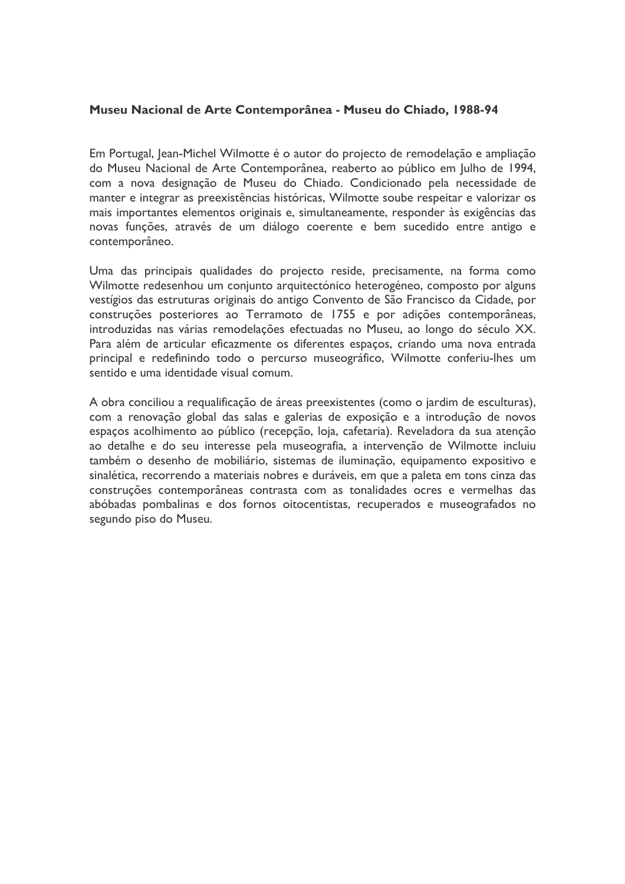**Museu Nacional de Arte Contemporânea - Museu do Chiado, 1988-94**

Em Portugal, Jean-Michel Wilmotte é o autor do projecto de remodelação e ampliação do Museu Nacional de Arte Contemporânea, reaberto ao público em Julho de 1994, com a nova designação de Museu do Chiado. Condicionado pela necessidade de manter e integrar as preexistências históricas, Wilmotte soube respeitar e valorizar os mais importantes elementos originais e, simultaneamente, responder às exigências das novas funções, através de um diálogo coerente e bem sucedido entre antigo e contemporâneo.

Uma das principais qualidades do projecto reside, precisamente, na forma como Wilmotte redesenhou um conjunto arquitectónico heterogéneo, composto por alguns vestígios das estruturas originais do antigo Convento de São Francisco da Cidade, por construções posteriores ao Terramoto de 1755 e por adições contemporâneas, introduzidas nas várias remodelações efectuadas no Museu, ao longo do século XX. Para além de articular eficazmente os diferentes espaços, criando uma nova entrada principal e redefinindo todo o percurso museográfico, Wilmotte conferiu-lhes um sentido e uma identidade visual comum.

A obra conciliou a requalificação de áreas preexistentes (como o jardim de esculturas), com a renovação global das salas e galerias de exposição e a introdução de novos espaços acolhimento ao público (recepção, loja, cafetaria). Reveladora da sua atenção ao detalhe e do seu interesse pela museografia, a intervenção de Wilmotte incluiu também o desenho de mobiliário, sistemas de iluminação, equipamento expositivo e sinalética, recorrendo a materiais nobres e duráveis, em que a paleta em tons cinza das construções contemporâneas contrasta com as tonalidades ocres e vermelhas das abóbadas pombalinas e dos fornos oitocentistas, recuperados e museografados no segundo piso do Museu.